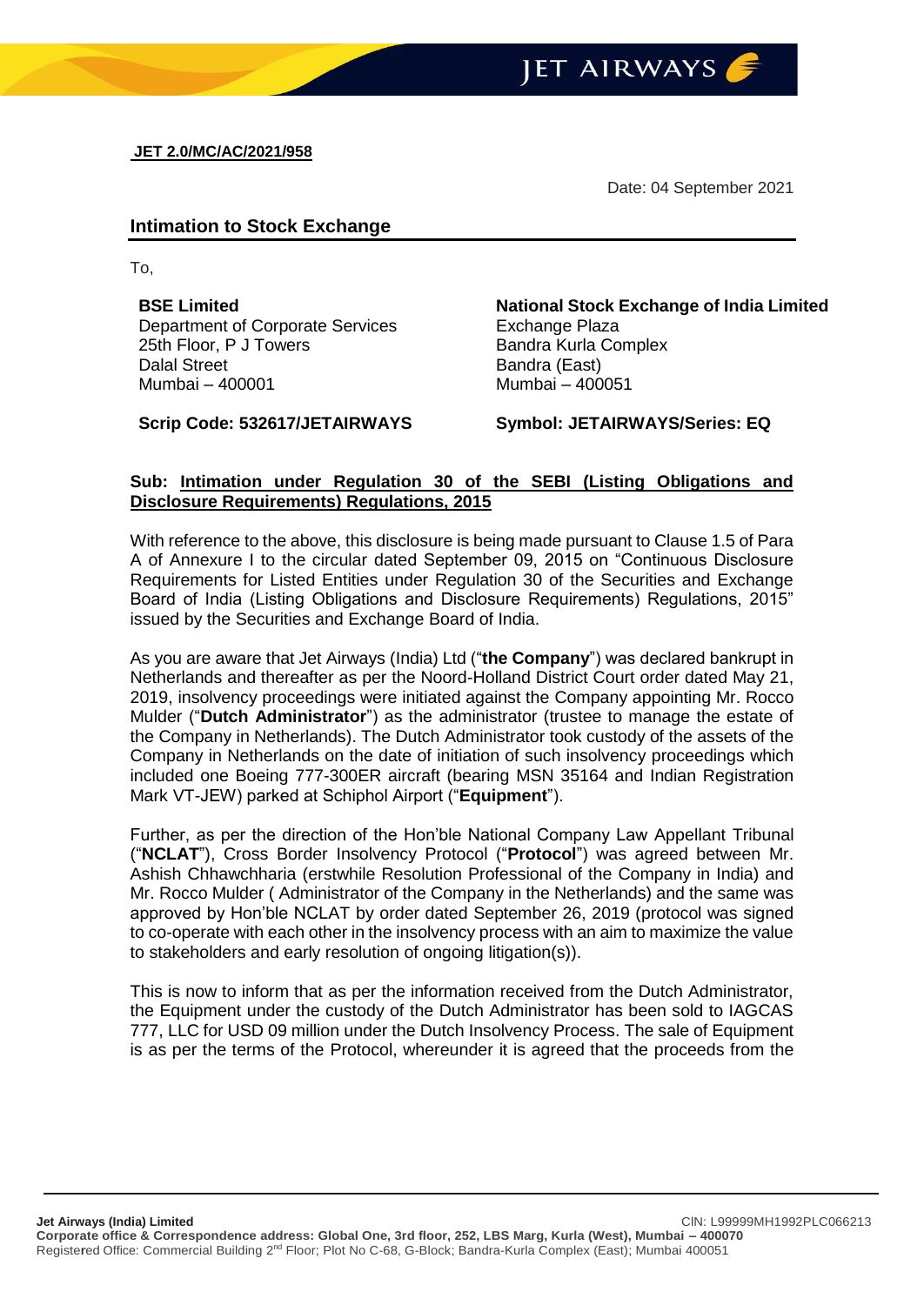**JET 2.0/MC/AC/2021/958**

Date: 04 September 2021

## Intimation to Stock Exchange

To,

**BSE Limited**
Department of Corporate Services
25th Floor, P J Towers
Dalal Street
Mumbai – 400001

**Scrip Code: 532617/JETAIRWAYS**

**National Stock Exchange of India Limited**
Exchange Plaza
Bandra Kurla Complex
Bandra (East)
Mumbai – 400051

**Symbol: JETAIRWAYS/Series: EQ**

**Sub: Intimation under Regulation 30 of the SEBI (Listing Obligations and Disclosure Requirements) Regulations, 2015**

With reference to the above, this disclosure is being made pursuant to Clause 1.5 of Para A of Annexure I to the circular dated September 09, 2015 on "Continuous Disclosure Requirements for Listed Entities under Regulation 30 of the Securities and Exchange Board of India (Listing Obligations and Disclosure Requirements) Regulations, 2015" issued by the Securities and Exchange Board of India.

As you are aware that Jet Airways (India) Ltd ("**the Company**") was declared bankrupt in Netherlands and thereafter as per the Noord-Holland District Court order dated May 21, 2019, insolvency proceedings were initiated against the Company appointing Mr. Rocco Mulder ("**Dutch Administrator**") as the administrator (trustee to manage the estate of the Company in Netherlands). The Dutch Administrator took custody of the assets of the Company in Netherlands on the date of initiation of such insolvency proceedings which included one Boeing 777-300ER aircraft (bearing MSN 35164 and Indian Registration Mark VT-JEW) parked at Schiphol Airport ("**Equipment**").

Further, as per the direction of the Hon'ble National Company Law Appellant Tribunal ("**NCLAT**"), Cross Border Insolvency Protocol ("**Protocol**") was agreed between Mr. Ashish Chhawchharia (erstwhile Resolution Professional of the Company in India) and Mr. Rocco Mulder ( Administrator of the Company in the Netherlands) and the same was approved by Hon'ble NCLAT by order dated September 26, 2019 (protocol was signed to co-operate with each other in the insolvency process with an aim to maximize the value to stakeholders and early resolution of ongoing litigation(s)).

This is now to inform that as per the information received from the Dutch Administrator, the Equipment under the custody of the Dutch Administrator has been sold to IAGCAS 777, LLC for USD 09 million under the Dutch Insolvency Process. The sale of Equipment is as per the terms of the Protocol, whereunder it is agreed that the proceeds from the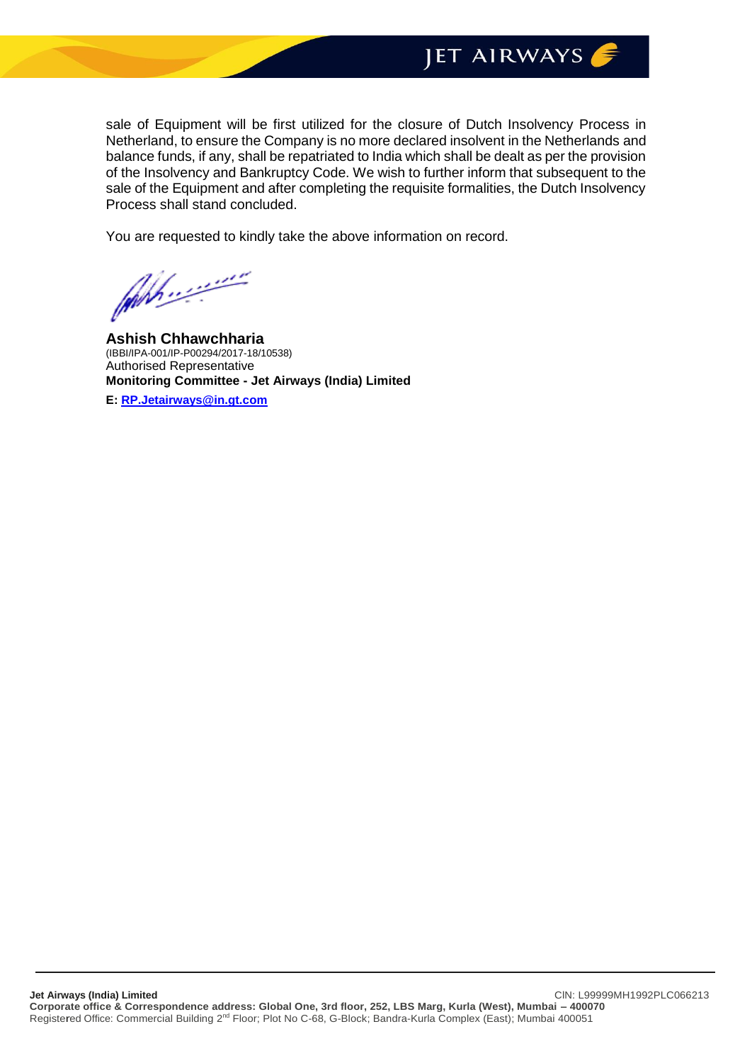sale of Equipment will be first utilized for the closure of Dutch Insolvency Process in Netherland, to ensure the Company is no more declared insolvent in the Netherlands and balance funds, if any, shall be repatriated to India which shall be dealt as per the provision of the Insolvency and Bankruptcy Code. We wish to further inform that subsequent to the sale of the Equipment and after completing the requisite formalities, the Dutch Insolvency Process shall stand concluded.

You are requested to kindly take the above information on record.

**Ashish Chhawchharia**
(IBBI/IPA-001/IP-P00294/2017-18/10538)
Authorised Representative
**Monitoring Committee - Jet Airways (India) Limited**

**E: RP.Jetairways@in.gt.com**